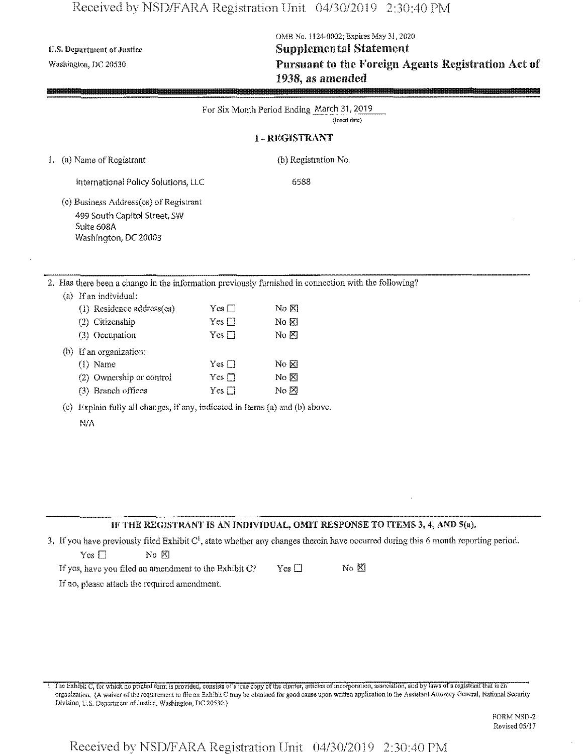U.S. Department of Justice

Washington, DC 20530

OMB No. 1124-0002; Expires May 31, 2020

# Supplemental Statement

## Pursuant to the Foreign Agents Registration Act of 1938, as amended

For Six Month Period Ending March 31, 2019
(Insert date)

### I - REGISTRANT

1. (a) Name of Registrant

   International Policy Solutions, LLC

   (b) Registration No.

   6588

   (c) Business Address(es) of Registrant

   499 South Capitol Street, SW
   Suite 608A
   Washington, DC 20003

2. Has there been a change in the information previously furnished in connection with the following?

   (a) If an individual:

   | | | |
   |---|---|---|
   | (1) Residence address(es) | Yes ☐ | No ☒ |
   | (2) Citizenship | Yes ☐ | No ☒ |
   | (3) Occupation | Yes ☐ | No ☒ |

   (b) If an organization:

   | | | |
   |---|---|---|
   | (1) Name | Yes ☐ | No ☒ |
   | (2) Ownership or control | Yes ☐ | No ☒ |
   | (3) Branch offices | Yes ☐ | No ☒ |

   (c) Explain fully all changes, if any, indicated in Items (a) and (b) above.

   N/A

**IF THE REGISTRANT IS AN INDIVIDUAL, OMIT RESPONSE TO ITEMS 3, 4, AND 5(a).**

3. If you have previously filed Exhibit C[1], state whether any changes therein have occurred during this 6 month reporting period.

   Yes ☐ No ☒

   If yes, have you filed an amendment to the Exhibit C? Yes ☐ No ☒

   If no, please attach the required amendment.

[1] The Exhibit C, for which no printed form is provided, consists of a true copy of the charter, articles of incorporation, association, and by laws of a registrant that is an organization. (A waiver of the requirement to file an Exhibit C may be obtained for good cause upon written application to the Assistant Attorney General, National Security Division, U.S. Department of Justice, Washington, DC 20530.)

FORM NSD-2
Revised 05/17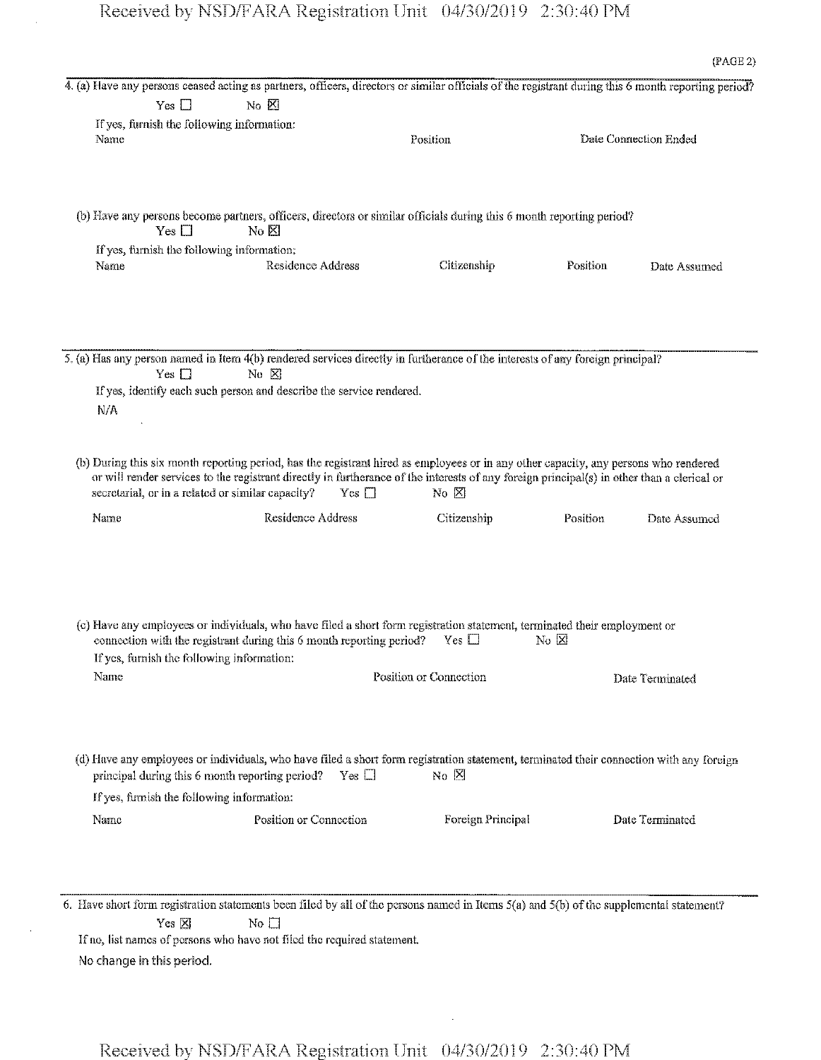(PAGE 2)

4. (a) Have any persons ceased acting as partners, officers, directors or similar officials of the registrant during this 6 month reporting period?

Yes ☐ No ☒

If yes, furnish the following information:

| Name | Position | Date Connection Ended |
| --- | --- | --- |

(b) Have any persons become partners, officers, directors or similar officials during this 6 month reporting period?

Yes ☐ No ☒

If yes, furnish the following information:

| Name | Residence Address | Citizenship | Position | Date Assumed |
| --- | --- | --- | --- | --- |

5. (a) Has any person named in Item 4(b) rendered services directly in furtherance of the interests of any foreign principal?

Yes ☐ No ☒

If yes, identify each such person and describe the service rendered.

N/A

(b) During this six month reporting period, has the registrant hired as employees or in any other capacity, any persons who rendered or will render services to the registrant directly in furtherance of the interests of any foreign principal(s) in other than a clerical or secretarial, or in a related or similar capacity? Yes ☐ No ☒

| Name | Residence Address | Citizenship | Position | Date Assumed |
| --- | --- | --- | --- | --- |

(c) Have any employees or individuals, who have filed a short form registration statement, terminated their employment or connection with the registrant during this 6 month reporting period? Yes ☐ No ☒

If yes, furnish the following information:

| Name | Position or Connection | Date Terminated |
| --- | --- | --- |

(d) Have any employees or individuals, who have filed a short form registration statement, terminated their connection with any foreign principal during this 6 month reporting period? Yes ☐ No ☒

If yes, furnish the following information:

| Name | Position or Connection | Foreign Principal | Date Terminated |
| --- | --- | --- | --- |

6. Have short form registration statements been filed by all of the persons named in Items 5(a) and 5(b) of the supplemental statement?

Yes ☒ No ☐

If no, list names of persons who have not filed the required statement.

No change in this period.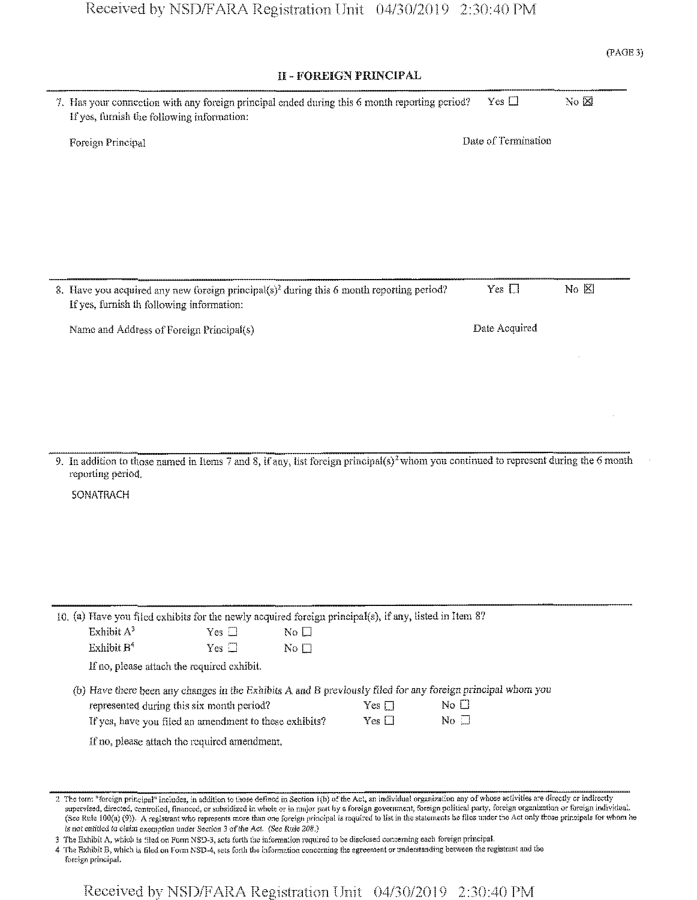(PAGE 3)

## II - FOREIGN PRINCIPAL

7. Has your connection with any foreign principal ended during this 6 month reporting period? Yes ☐ No ☒

If yes, furnish the following information:

| Foreign Principal | Date of Termination |
|---|---|

8. Have you acquired any new foreign principal(s)[2] during this 6 month reporting period? Yes ☐ No ☒

If yes, furnish th following information:

| Name and Address of Foreign Principal(s) | Date Acquired |
|---|---|

9. In addition to those named in Items 7 and 8, if any, list foreign principal(s)[2] whom you continued to represent during the 6 month reporting period.

SONATRACH

10. (a) Have you filed exhibits for the newly acquired foreign principal(s), if any, listed in Item 8?

| | | |
|---|---|---|
| Exhibit A[3] | Yes ☐ | No ☐ |
| Exhibit B[4] | Yes ☐ | No ☐ |

If no, please attach the required exhibit.

(b) Have there been any changes in the Exhibits A and B previously filed for any foreign principal whom you represented during this six month period? Yes ☐ No ☐

If yes, have you filed an amendment to these exhibits? Yes ☐ No ☐

If no, please attach the required amendment.

---

2 The term "foreign principal" includes, in addition to those defined in Section 1(b) of the Act, an individual organization any of whose activities are directly or indirectly supervised, directed, controlled, financed, or subsidized in whole or in major part by a foreign government, foreign political party, foreign organization or foreign individual. (See Rule 100(a) (9)). A registrant who represents more than one foreign principal is required to list in the statements he files under the Act only those principals for whom he *is not entitled to claim* exemption under Section 3 *of the Act. (See Rule 208.)*

3 The Exhibit A, which is filed on Form NSD-3, sets forth the information required to be disclosed concerning each foreign principal.

4 The Exhibit B, which is filed on Form NSD-4, sets forth the information concerning the agreement or understanding between the registrant and the foreign principal.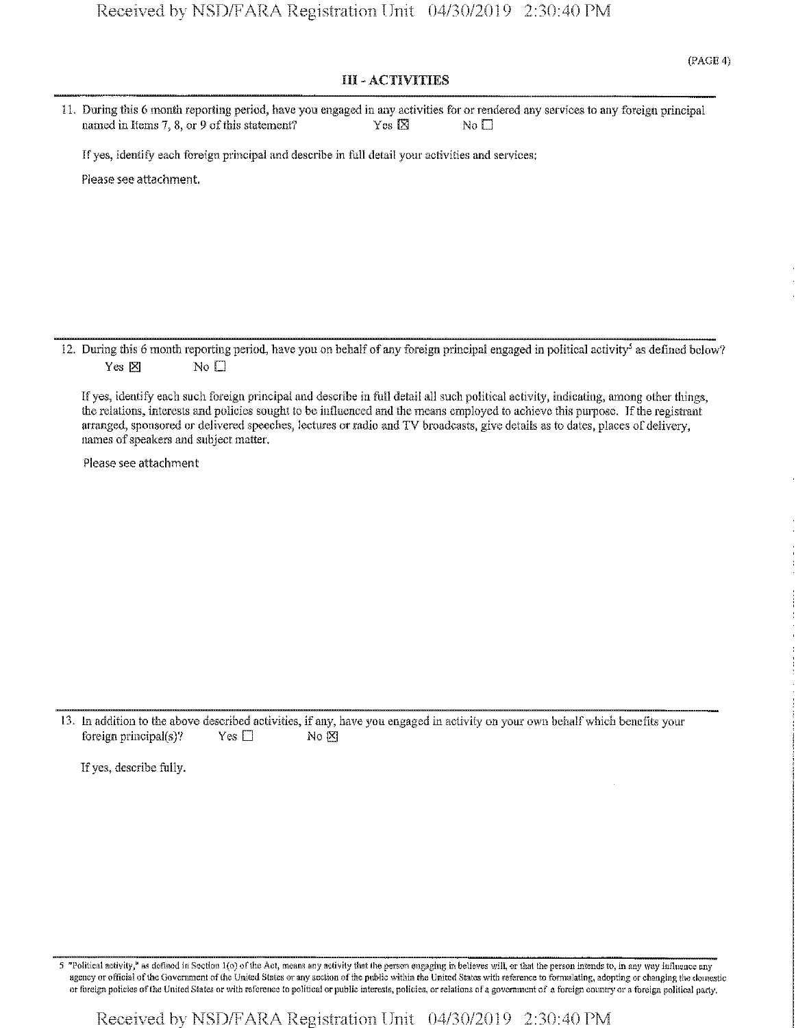(PAGE 4)

## III - ACTIVITIES

11. During this 6 month reporting period, have you engaged in any activities for or rendered any services to any foreign principal named in Items 7, 8, or 9 of this statement? Yes ☒ No ☐

    If yes, identify each foreign principal and describe in full detail your activities and services:

    Please see attachment.

12. During this 6 month reporting period, have you on behalf of any foreign principal engaged in political activity[5] as defined below?
    Yes ☒ No ☐

    If yes, identify each such foreign principal and describe in full detail all such political activity, indicating, among other things, the relations, interests and policies sought to be influenced and the means employed to achieve this purpose. If the registrant arranged, sponsored or delivered speeches, lectures or radio and TV broadcasts, give details as to dates, places of delivery, names of speakers and subject matter.

    Please see attachment

13. In addition to the above described activities, if any, have you engaged in activity on your own behalf which benefits your foreign principal(s)? Yes ☐ No ☒

    If yes, describe fully.

5 "Political activity," as defined in Section 1(o) of the Act, means any activity that the person engaging in believes will, or that the person intends to, in any way influence any agency or official of the Government of the United States or any section of the public within the United States with reference to formulating, adopting or changing the domestic or foreign policies of the United States or with reference to political or public interests, policies, or relations of a government of a foreign country or a foreign political party.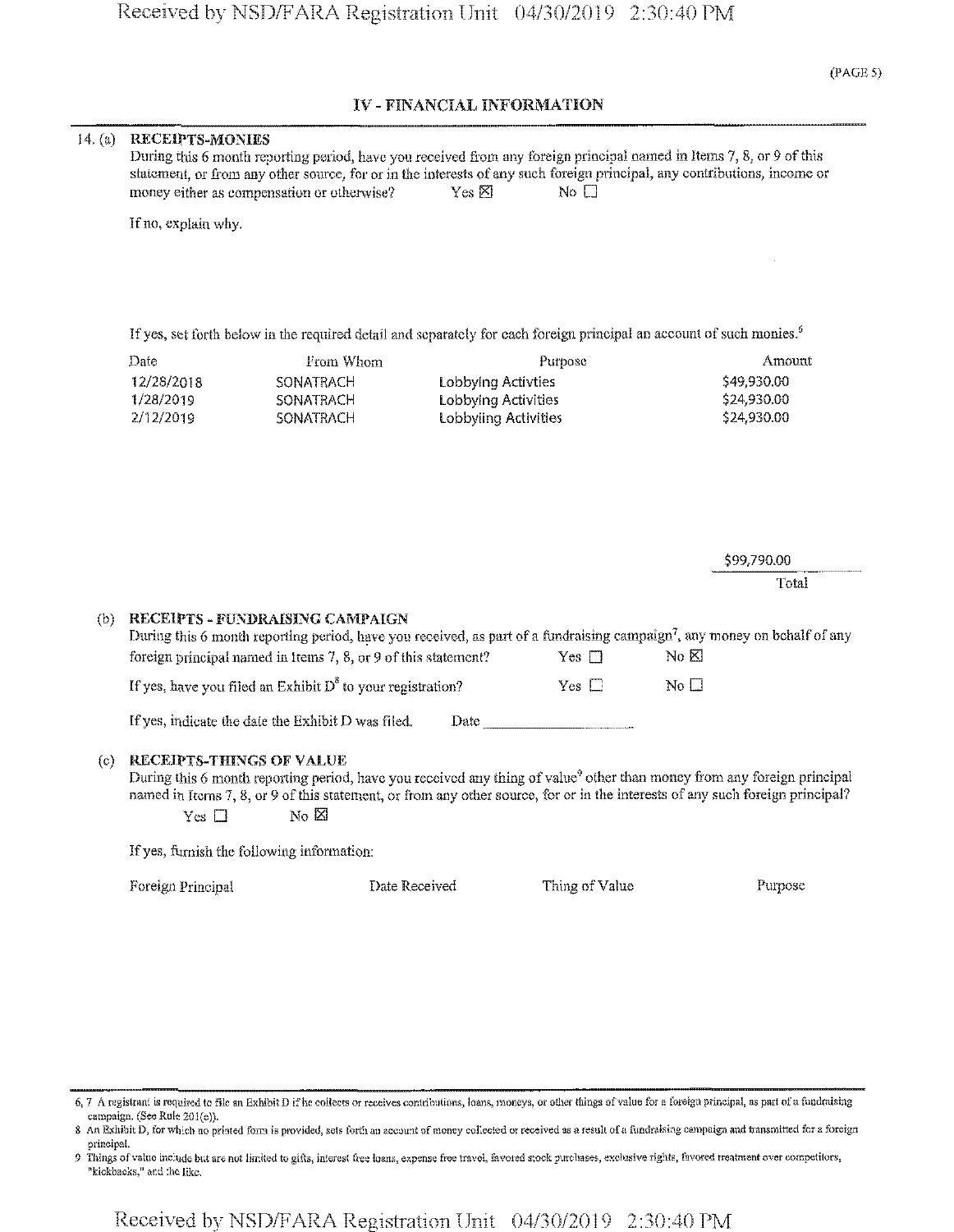(PAGE 5)

## IV - FINANCIAL INFORMATION

14. (a) **RECEIPTS-MONIES**

During this 6 month reporting period, have you received from any foreign principal named in Items 7, 8, or 9 of this statement, or from any other source, for or in the interests of any such foreign principal, any contributions, income or money either as compensation or otherwise? Yes ☒ No ☐

If no, explain why.

If yes, set forth below in the required detail and separately for each foreign principal an account of such monies.[5]

| Date | From Whom | Purpose | Amount |
|---|---|---|---|
| 12/28/2018 | SONATRACH | Lobbying Activties | $49,930.00 |
| 1/28/2019 | SONATRACH | Lobbying Activities | $24,930.00 |
| 2/12/2019 | SONATRACH | Lobbyiing Activities | $24,930.00 |
| | | Total | $99,790.00 |

(b) **RECEIPTS - FUNDRAISING CAMPAIGN**

During this 6 month reporting period, have you received, as part of a fundraising campaign[7], any money on behalf of any foreign principal named in Items 7, 8, or 9 of this statement? Yes ☐ No ☒

If yes, have you filed an Exhibit D[8] to your registration? Yes ☐ No ☐

If yes, indicate the date the Exhibit D was filed. Date ____________

(c) **RECEIPTS-THINGS OF VALUE**

During this 6 month reporting period, have you received any thing of value[9] other than money from any foreign principal named in Items 7, 8, or 9 of this statement, or from any other source, for or in the interests of any such foreign principal? Yes ☐ No ☒

If yes, furnish the following information:

| Foreign Principal | Date Received | Thing of Value | Purpose |
|---|---|---|---|

---

6, 7 A registrant is required to file an Exhibit D if he collects or receives contributions, loans, moneys, or other things of value for a foreign principal, as part of a fundraising campaign. (See Rule 201(e)).

8 An Exhibit D, for which no printed form is provided, sets forth an account of money collected or received as a result of a fundraising campaign and transmitted for a foreign principal.

9 Things of value include but are not limited to gifts, interest free loans, expense free travel, favored stock purchases, exclusive rights, favored treatment over competitors, "kickbacks," and the like.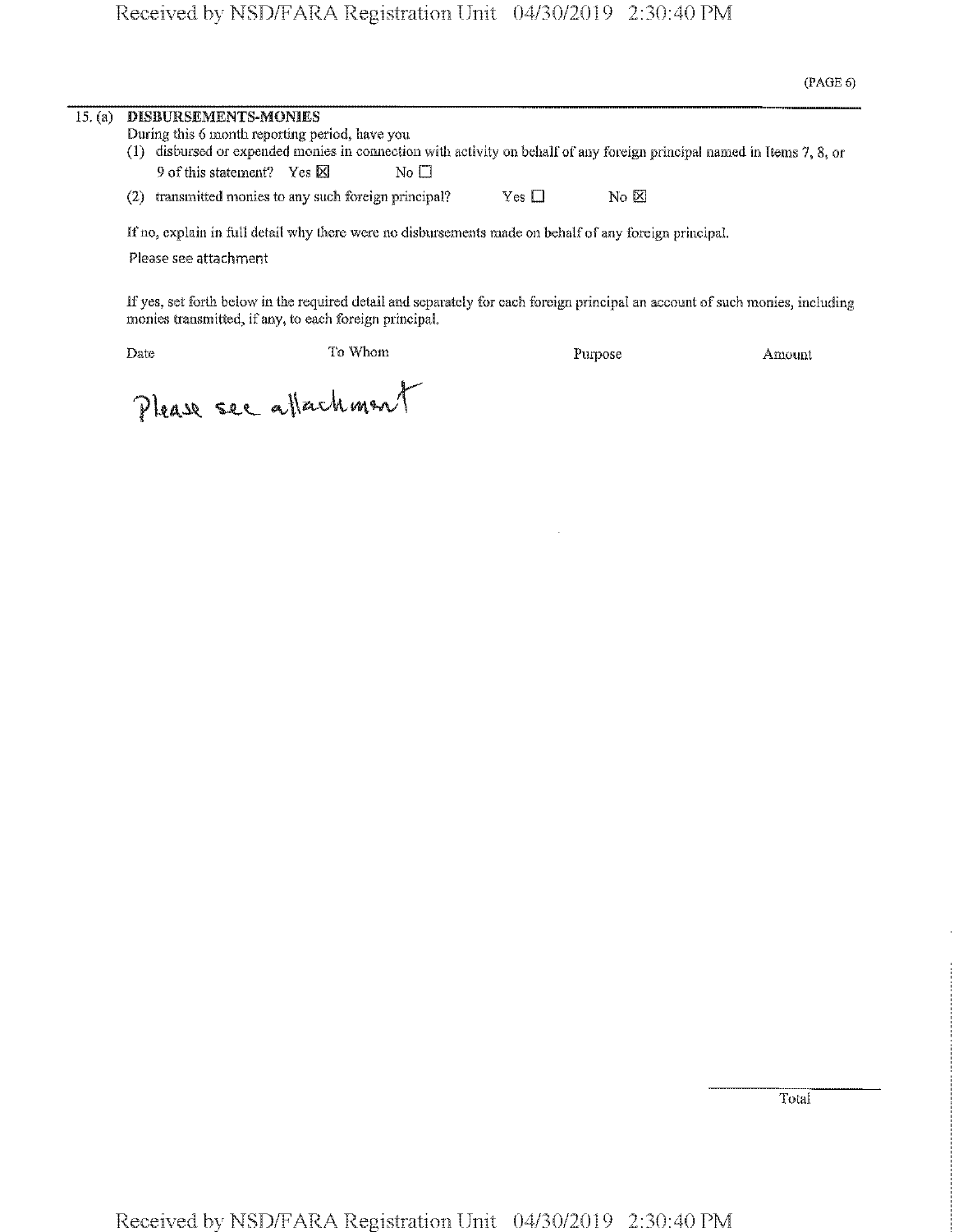(PAGE 6)

15. (a) **DISBURSEMENTS-MONIES**

During this 6 month reporting period, have you

(1) disbursed or expended monies in connection with activity on behalf of any foreign principal named in Items 7, 8, or 9 of this statement? Yes ☒ No ☐

(2) transmitted monies to any such foreign principal? Yes ☐ No ☒

If no, explain in full detail why there were no disbursements made on behalf of any foreign principal.

Please see attachment

If yes, set forth below in the required detail and separately for each foreign principal an account of such monies, including monies transmitted, if any, to each foreign principal.

| Date | To Whom | Purpose | Amount |
|---|---|---|---|

Please see attachment

Total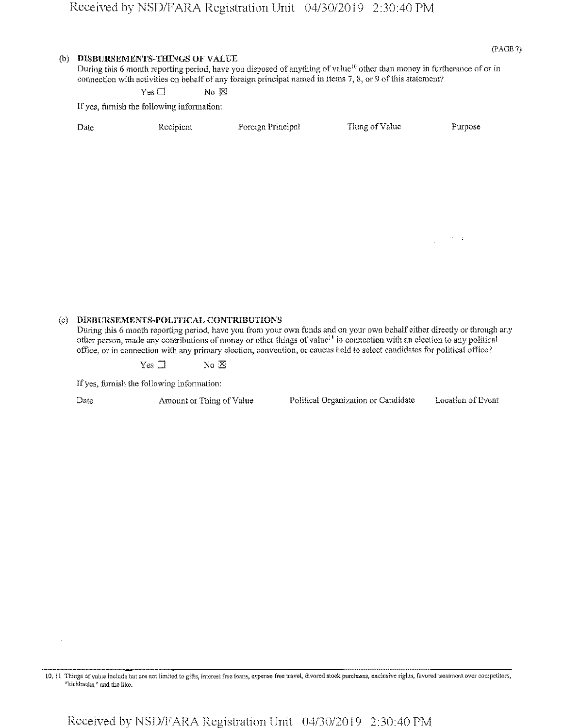(PAGE 7)

**(b) DISBURSEMENTS-THINGS OF VALUE**

During this 6 month reporting period, have you disposed of anything of value[10] other than money in furtherance of or in connection with activities on behalf of any foreign principal named in Items 7, 8, or 9 of this statement?

Yes ☐ No ☒

If yes, furnish the following information:

| Date | Recipient | Foreign Principal | Thing of Value | Purpose |
|---|---|---|---|---|

**(c) DISBURSEMENTS-POLITICAL CONTRIBUTIONS**

During this 6 month reporting period, have you from your own funds and on your own behalf either directly or through any other person, made any contributions of money or other things of value[11] in connection with an election to any political office, or in connection with any primary election, convention, or caucus held to select candidates for political office?

Yes ☐ No ☒

If yes, furnish the following information:

| Date | Amount or Thing of Value | Political Organization or Candidate | Location of Event |
|---|---|---|---|

---

10, 11 Things of value include but are not limited to gifts, interest free loans, expense free travel, favored stock purchases, exclusive rights, favored treatment over competitors, "kickbacks," and the like.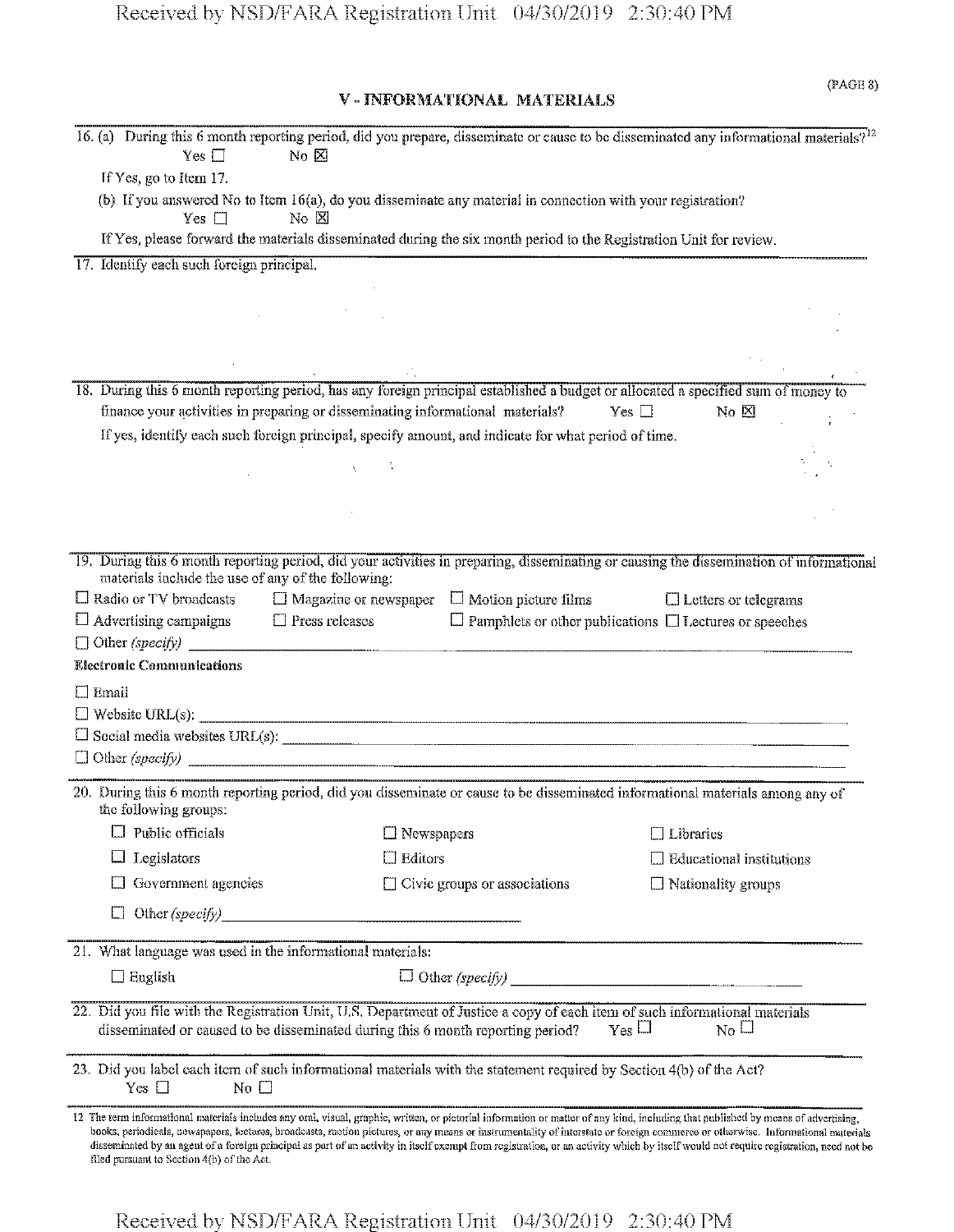## V - INFORMATIONAL MATERIALS

16. (a) During this 6 month reporting period, did you prepare, disseminate or cause to be disseminated any informational materials?[12]
    Yes ☐ No ☒

    If Yes, go to Item 17.

    (b) If you answered No to Item 16(a), do you disseminate any material in connection with your registration?
    Yes ☐ No ☒

    If Yes, please forward the materials disseminated during the six month period to the Registration Unit for review.

17. Identify each such foreign principal.

18. During this 6 month reporting period, has any foreign principal established a budget or allocated a specified sum of money to finance your activities in preparing or disseminating informational materials? Yes ☐ No ☒

    If yes, identify each such foreign principal, specify amount, and indicate for what period of time.

19. During this 6 month reporting period, did your activities in preparing, disseminating or causing the dissemination of informational materials include the use of any of the following:

    ☐ Radio or TV broadcasts ☐ Magazine or newspaper ☐ Motion picture films ☐ Letters or telegrams
    ☐ Advertising campaigns ☐ Press releases ☐ Pamphlets or other publications ☐ Lectures or speeches
    ☐ Other *(specify)* \_\_\_\_\_\_\_\_\_\_

    **Electronic Communications**

    ☐ Email
    ☐ Website URL(s): \_\_\_\_\_\_\_\_\_\_
    ☐ Social media websites URL(s): \_\_\_\_\_\_\_\_\_\_
    ☐ Other *(specify)* \_\_\_\_\_\_\_\_\_\_

20. During this 6 month reporting period, did you disseminate or cause to be disseminated informational materials among any of the following groups:

    ☐ Public officials ☐ Newspapers ☐ Libraries
    ☐ Legislators ☐ Editors ☐ Educational institutions
    ☐ Government agencies ☐ Civic groups or associations ☐ Nationality groups
    ☐ Other *(specify)* \_\_\_\_\_\_\_\_\_\_

21. What language was used in the informational materials:

    ☐ English ☐ Other *(specify)* \_\_\_\_\_\_\_\_\_\_

22. Did you file with the Registration Unit, U.S. Department of Justice a copy of each item of such informational materials disseminated or caused to be disseminated during this 6 month reporting period? Yes ☐ No ☐

23. Did you label each item of such informational materials with the statement required by Section 4(b) of the Act?
    Yes ☐ No ☐

---

12 The term informational materials includes any oral, visual, graphic, written, or pictorial information or matter of any kind, including that published by means of advertising, books, periodicals, newspapers, lectures, broadcasts, motion pictures, or any means or instrumentality of interstate or foreign commerce or otherwise. Informational materials disseminated by an agent of a foreign principal as part of an activity in itself exempt from registration, or an activity which by itself would not require registration, need not be filed pursuant to Section 4(b) of the Act.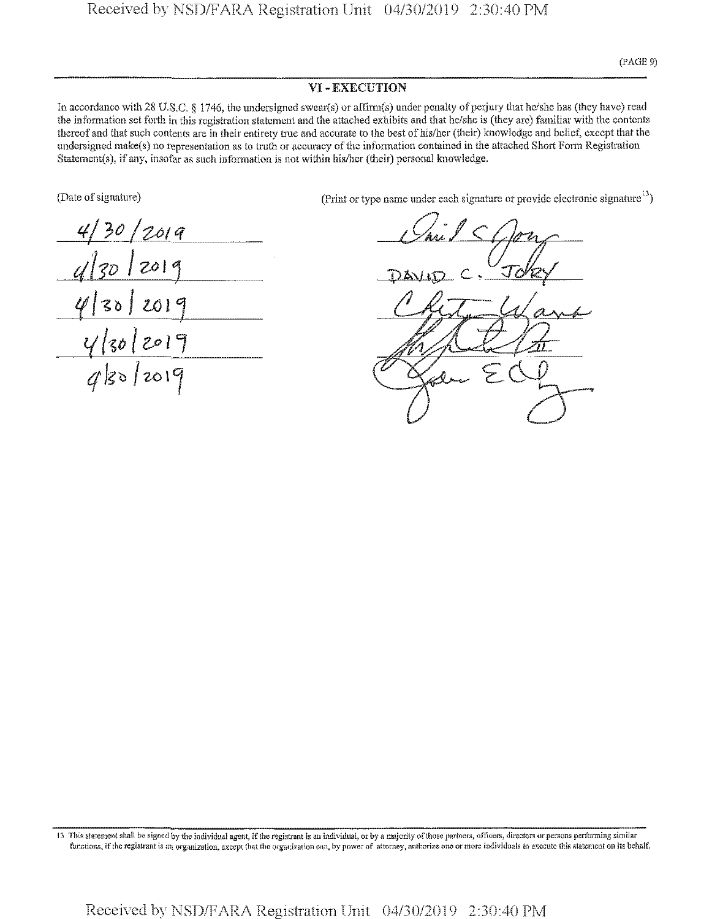## VI - EXECUTION

In accordance with 28 U.S.C. § 1746, the undersigned swear(s) or affirm(s) under penalty of perjury that he/she has (they have) read the information set forth in this registration statement and the attached exhibits and that he/she is (they are) familiar with the contents thereof and that such contents are in their entirety true and accurate to the best of his/her (their) knowledge and belief, except that the undersigned make(s) no representation as to truth or accuracy of the information contained in the attached Short Form Registration Statement(s), if any, insofar as such information is not within his/her (their) personal knowledge.

| (Date of signature) | (Print or type name under each signature or provide electronic signature[13]) |
|---|---|
| 4/30/2019 | David C. Jory |
| 4/30/2019 | DAVID C. JORY |
| 4/30/2019 | Chet Ware |
| 4/30/2019 | [signature] II |
| 4/30/2019 | John E C[signature] |

13 This statement shall be signed by the individual agent, if the registrant is an individual, or by a majority of those partners, officers, directors or persons performing similar functions, if the registrant is an organization, except that the organization can, by power of attorney, authorize one or more individuals to execute this statement on its behalf.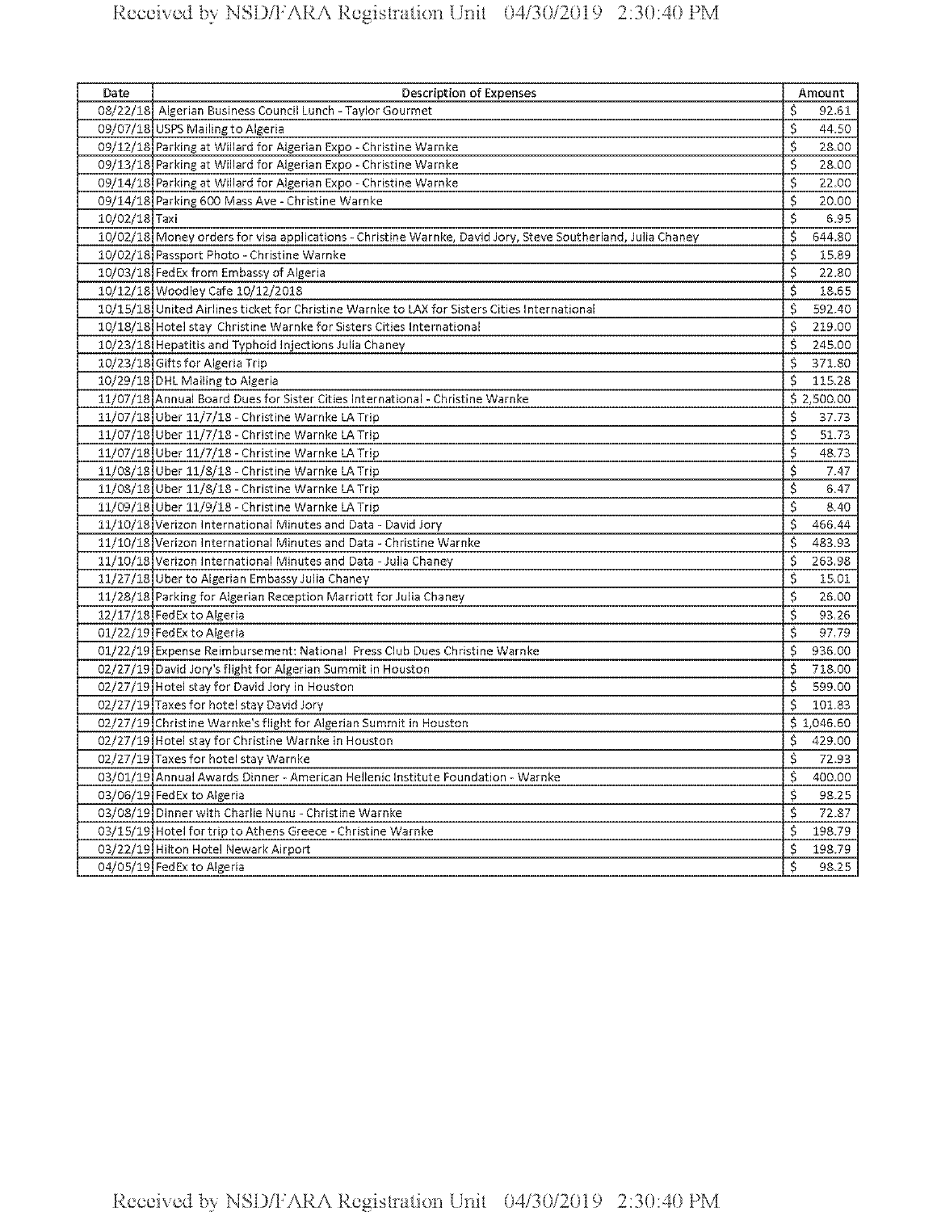| Date | Description of Expenses | Amount |
|---|---|---|
| 08/22/18 | Algerian Business Council Lunch - Taylor Gourmet | $ 92.61 |
| 09/07/18 | USPS Mailing to Algeria | $ 44.50 |
| 09/12/18 | Parking at Willard for Algerian Expo - Christine Warnke | $ 28.00 |
| 09/13/18 | Parking at Willard for Algerian Expo - Christine Warnke | $ 28.00 |
| 09/14/18 | Parking at Willard for Algerian Expo - Christine Warnke | $ 22.00 |
| 09/14/18 | Parking 600 Mass Ave - Christine Warnke | $ 20.00 |
| 10/02/18 | Taxi | $ 6.95 |
| 10/02/18 | Money orders for visa applications - Christine Warnke, David Jory, Steve Southerland, Julia Chaney | $ 644.80 |
| 10/02/18 | Passport Photo - Christine Warnke | $ 15.89 |
| 10/03/18 | FedEx from Embassy of Algeria | $ 22.80 |
| 10/12/18 | Woodley Cafe 10/12/2018 | $ 18.65 |
| 10/15/18 | United Airlines ticket for Christine Warnke to LAX for Sisters Cities International | $ 592.40 |
| 10/18/18 | Hotel stay Christine Warnke for Sisters Cities International | $ 219.00 |
| 10/23/18 | Hepatitis and Typhoid Injections Julia Chaney | $ 245.00 |
| 10/23/18 | Gifts for Algeria Trip | $ 371.80 |
| 10/29/18 | DHL Mailing to Algeria | $ 115.28 |
| 11/07/18 | Annual Board Dues for Sister Cities International - Christine Warnke | $ 2,500.00 |
| 11/07/18 | Uber 11/7/18 - Christine Warnke LA Trip | $ 37.73 |
| 11/07/18 | Uber 11/7/18 - Christine Warnke LA Trip | $ 51.73 |
| 11/07/18 | Uber 11/7/18 - Christine Warnke LA Trip | $ 48.73 |
| 11/08/18 | Uber 11/8/18 - Christine Warnke LA Trip | $ 7.47 |
| 11/08/18 | Uber 11/8/18 - Christine Warnke LA Trip | $ 6.47 |
| 11/09/18 | Uber 11/9/18 - Christine Warnke LA Trip | $ 8.40 |
| 11/10/18 | Verizon International Minutes and Data - David Jory | $ 466.44 |
| 11/10/18 | Verizon International Minutes and Data - Christine Warnke | $ 483.93 |
| 11/10/18 | Verizon International Minutes and Data - Julia Chaney | $ 263.98 |
| 11/27/18 | Uber to Algerian Embassy Julia Chaney | $ 15.01 |
| 11/28/18 | Parking for Algerian Reception Marriott for Julia Chaney | $ 26.00 |
| 12/17/18 | FedEx to Algeria | $ 93.26 |
| 01/22/19 | FedEx to Algeria | $ 97.79 |
| 01/22/19 | Expense Reimbursement: National Press Club Dues Christine Warnke | $ 936.00 |
| 02/27/19 | David Jory's flight for Algerian Summit in Houston | $ 718.00 |
| 02/27/19 | Hotel stay for David Jory in Houston | $ 599.00 |
| 02/27/19 | Taxes for hotel stay David Jory | $ 101.83 |
| 02/27/19 | Christine Warnke's flight for Algerian Summit in Houston | $ 1,046.60 |
| 02/27/19 | Hotel stay for Christine Warnke in Houston | $ 429.00 |
| 02/27/19 | Taxes for hotel stay Warnke | $ 72.93 |
| 03/01/19 | Annual Awards Dinner - American Hellenic Institute Foundation - Warnke | $ 400.00 |
| 03/06/19 | FedEx to Algeria | $ 98.25 |
| 03/08/19 | Dinner with Charlie Nunu - Christine Warnke | $ 72.87 |
| 03/15/19 | Hotel for trip to Athens Greece - Christine Warnke | $ 198.79 |
| 03/22/19 | Hilton Hotel Newark Airport | $ 198.79 |
| 04/05/19 | FedEx to Algeria | $ 98.25 |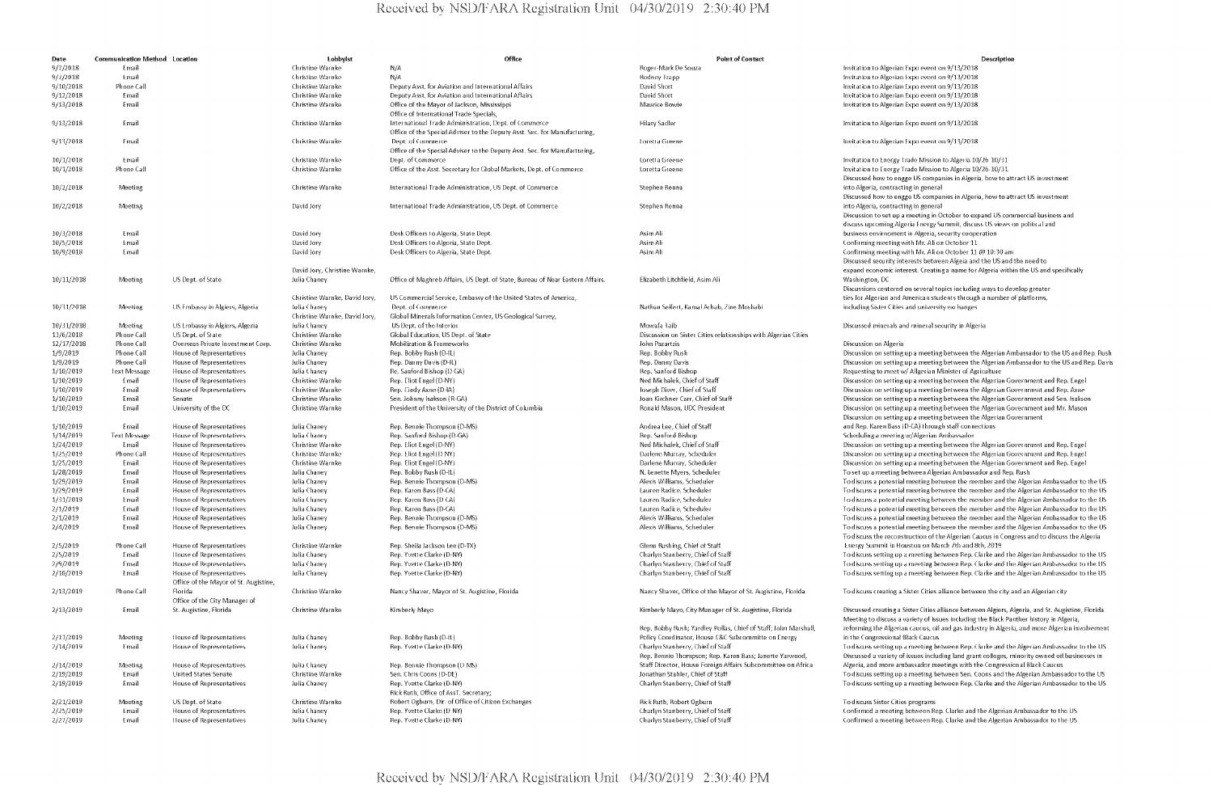| Date | Communication Method | Location | Lobbyist | Office | Point of Contact | Description |
|---|---|---|---|---|---|---|
| 9/7/2018 | Email | | Christine Warnke | N/A | Roger-Mark De Souza | Invitation to Algerian Expo event on 9/13/2018 |
| 9/7/2018 | Email | | Christine Warnke | N/A | Rodney Trapp | Invitation to Algerian Expo event on 9/13/2018 |
| 9/10/2018 | Phone Call | | Christine Warnke | Deputy Asst. for Aviation and International Affairs | David Short | Invitation to Algerian Expo event on 9/13/2018 |
| 9/12/2018 | Email | | Christine Warnke | Deputy Asst. for Aviation and International Affairs | David Short | Invitation to Algerian Expo event on 9/13/2018 |
| 9/13/2018 | Email | | Christine Warnke | Office of the Mayor of Jackson, Mississippi | Maurice Bowie | Invitation to Algerian Expo event on 9/13/2018 |
| 9/13/2018 | Email | | Christine Warnke | Office of International Trade Specials, International Trade Administration, Dept. of Commerce | Hilary Sadler | Invitation to Algerian Expo event on 9/13/2018 |
| 9/13/2018 | Email | | Christine Warnke | Office of the Special Advisor to the Deputy Asst. Sec. for Manufacturing, Dept. of Commerce | Loretta Greene | Invitation to Algerian Expo event on 9/13/2018 |
| 10/1/2018 | Email | | Christine Warnke | Office of the Special Advisor to the Deputy Asst. Sec. for Manufacturing, Dept. of Commerce | Loretta Greene | Invitation to Energy Trade Mission to Algeria 10/26-10/31 |
| 10/1/2018 | Phone Call | | Christine Warnke | Office of the Asst. Secretary for Global Markets, Dept. of Commerce | Loretta Greene | Invitation to Energy Trade Mission to Algeria 10/26-10/31 |
| 10/2/2018 | Meeting | | Christine Warnke | International Trade Administration, US Dept. of Commerce | Stephen Renna | Discussed how to engage US companies in Algeria, how to attract US investment into Algeria, contracting in general |
| 10/2/2018 | Meeting | | David Jory | International Trade Administration, US Dept. of Commerce | Stephen Renna | Discussed how to engage US companies in Algeria, how to attract US investment into Algeria, contracting in general |
| 10/3/2018 | Email | | David Jory | Desk Officers to Algeria, State Dept. | Asim Ali | Discussion to set up a meeting in October to expand US commercial business and discuss upcoming Algeria Energy Summit, discuss US views on political and business environment in Algeria, security cooperation |
| 10/5/2018 | Email | | David Jory | Desk Officers to Algeria, State Dept. | Asim Ali | Confirming meeting with Mr. Ali on October 11 |
| 10/9/2018 | Email | | David Jory | Desk Officers to Algeria, State Dept. | Asim Ali | Confirming meeting with Mr. Ali on October 11 @ 10:30 am |
| 10/11/2018 | Meeting | US Dept. of State | David Jory, Christine Warnke, Julia Chaney | Office of Maghreb Affairs, US Dept. of State, Bureau of Near Eastern Affairs. | Elizabeth Litchfield, Asim Ali | Discussed security interests between Algeia and the US and the need to expand economic interest. Creating a name for Algeria within the US and specifically Washington, DC |
| 10/31/2018 | Meeting | US Embassy in Algiers, Algeria | Christine Warnke, David Jory, Julia Chaney | US Commercial Service, Embassy of the United States of America, Dept. of Commerce | Nathan Seifert, Kamal Achab, Zine Moshabi | Discussions centered on several topics including ways to develop greater ties for Algerian and American students through a number of platforms, including Sister Cities and university exchanges |
| 10/31/2018 | Meeting | US Embassy in Algiers, Algeria | Christine Warnke, David Jory, Julia Chaney | Global Minerals Information Center, US Geological Survey, US Dept. of the Interior | Mowafa Taib | Discussed minerals and mineral security in Algeria |
| 11/6/2018 | Phone Call | US Dept. of State | Christine Warnke | Global Education, US Dept. of State | Discussion on Sister Cities relationships with Algerian Cities | |
| 12/17/2018 | Phone Call | Overseas Private Investment Corp. | Christine Warnke | Mobilization & Frameworks | John Pazartzis | Discussion on Algeria |
| 1/9/2019 | Phone Call | House of Representatives | Julia Chaney | Rep. Bobby Rush (D-IL) | Rep. Bobby Rush | Discussion on setting up a meeting between the Algerian Ambassador to the US and Rep. Rush |
| 1/9/2019 | Phone Call | House of Representatives | Julia Chaney | Rep. Danny Davis (D-IL) | Rep. Danny Davis | Discussion on setting up a meeting between the Algerian Ambassador to the US and Rep. Davis |
| 1/10/2019 | Text Message | House of Representatives | Julia Chaney | Re. Sanford Bishop (D-GA) | Rep. Sanford Bishop | Requesting to meet w/ Algerian Minister of Agriculture |
| 1/10/2019 | Email | House of Representatives | Christine Warnke | Rep. Eliot Engel (D-NY) | Ned Michalek, Chief of Staff | Discussion on setting up a meeting between the Algerian Government and Rep. Engel |
| 1/10/2019 | Email | House of Representatives | Christine Warnke | Rep. Cindy Axne (D-IA) | Joseph Diver, Chief of Staff | Discussion on setting up a meeting between the Algerian Government and Rep. Axne |
| 1/10/2019 | Email | Senate | Christine Warnke | Sen. Johnny Isakson (R-GA) | Joan Kirchner Carr, Chief of Staff | Discussion on setting up a meeting between the Algerian Government and Sen. Isakson |
| 1/10/2019 | Email | University of the DC | Christine Warnke | President of the University of the District of Columbia | Ronald Mason, UDC President | Discussion on setting up a meeting between the Algerian Government and Mr. Mason |
| 1/10/2019 | Email | House of Representatives | Julia Chaney | Rep. Bennie Thompson (D-MS) | Andrea Lee, Chief of Staff | Discussion on setting up a meeting between the Algerian Government and Rep. Karen Bass (D-CA) through staff connections |
| 1/14/2019 | Text Message | House of Representatives | Julia Chaney | Rep. Sanford Bishop (D-GA) | Rep. Sanford Bishop | Scheduling a meeting w/Algerian Ambassador |
| 1/24/2019 | Email | House of Representatives | Christine Warnke | Rep. Eliot Engel (D-NY) | Ned Michalek, Chief of Staff | Discussion on setting up a meeting between the Algerian Government and Rep. Engel |
| 1/25/2019 | Phone Call | House of Representatives | Christine Warnke | Rep. Eliot Engel (D-NY) | Darlene Murray, Scheduler | Discussion on setting up a meeting between the Algerian Government and Rep. Engel |
| 1/25/2019 | Email | House of Representatives | Christine Warnke | Rep. Eliot Engel (D-NY) | Darlene Murray, Scheduler | Discussion on setting up a meeting between the Algerian Government and Rep. Engel |
| 1/28/2019 | Email | House of Representatives | Julia Chaney | Rep. Bobby Rush (D-IL) | N. Lenette Myers, Scheduler | To set up a meeting between Algerian Ambassador and Rep. Rush |
| 1/29/2019 | Email | House of Representatives | Julia Chaney | Rep. Bennie Thompson (D-MS) | Alexis Williams, Scheduler | To discuss a potential meeting between the member and the Algerian Ambassador to the US |
| 1/29/2019 | Email | House of Representatives | Julia Chaney | Rep. Karen Bass (D-CA) | Lauren Radice, Scheduler | To discuss a potential meeting between the member and the Algerian Ambassador to the US |
| 1/31/2019 | Email | House of Representatives | Julia Chaney | Rep. Karen Bass (D-CA) | Lauren Radice, Scheduler | To discuss a potential meeting between the member and the Algerian Ambassador to the US |
| 2/1/2019 | Email | House of Representatives | Julia Chaney | Rep. Karen Bass (D-CA) | Lauren Radice, Scheduler | To discuss a potential meeting between the member and the Algerian Ambassador to the US |
| 2/1/2019 | Email | House of Representatives | Julia Chaney | Rep. Bennie Thompson (D-MS) | Alexis Williams, Scheduler | To discuss a potential meeting between the member and the Algerian Ambassador to the US |
| 2/4/2019 | Email | House of Representatives | Julia Chaney | Rep. Bennie Thompson (D-MS) | Alexis Williams, Scheduler | To discuss a potential meeting between the member and the Algerian Ambassador to the US |
| 2/5/2019 | Phone Call | House of Representatives | Christine Warnke | Rep. Sheila Jackson Lee (D-TX) | Glenn Rushing, Chief of Staff | To discuss the reconstruction of the Algerian Caucus in Congress and to discuss the Algeria Energy Summit in Houston on March 7th and 8th, 2019 |
| 2/5/2019 | Email | House of Representatives | Julia Chaney | Rep. Yvette Clarke (D-NY) | Charlyn Stanberry, Chief of Staff | To discuss setting up a meeting between Rep. Clarke and the Algerian Ambassador to the US |
| 2/9/2019 | Email | House of Representatives | Julia Chaney | Rep. Yvette Clarke (D-NY) | Charlyn Stanberry, Chief of Staff | To discuss setting up a meeting between Rep. Clarke and the Algerian Ambassador to the US |
| 2/10/2019 | Email | House of Representatives | Julia Chaney | Rep. Yvette Clarke (D-NY) | Charlyn Stanberry, Chief of Staff | To discuss setting up a meeting between Rep. Clarke and the Algerian Ambassador to the US |
| 2/13/2019 | Phone Call | Office of the Mayor of St. Augistine, Florida | Christine Warnke | Nancy Shaver, Mayor of St. Augistine, Florida | Nancy Shaver, Office of the Mayor of St. Augistine, Florida | To discuss creating a Sister Cities alliance between the city and an Algerian city |
| 2/13/2019 | Email | Office of the City Manager of St. Augistine, Florida | Christine Warnke | Kimberly Mayo | Kimberly Mayo, City Manager of St. Augistine, Florida | Discussed creating a Sister Cities alliance between Algiers, Algeria, and St. Augistine, Florida |
| 2/13/2019 | Meeting | House of Representatives | Julia Chaney | Rep. Bobby Rush (D-IL) | Rep. Bobby Rush; Yardley Pollas, Chief of Staff; John Marshall, Policy Coordinator, House E&C Subcommitte on Energy | Meeting to discuss a variety of issues including the Black Panther history in Algeria, reforming the Algerian caucus, oil and gas industry in Algeria, and more Algerian involvement in the Congressional Black Caucus |
| 2/14/2019 | Email | House of Representatives | Julia Chaney | Rep. Yvette Clarke (D-NY) | Charlyn Stanberry, Chief of Staff | To discuss setting up a meeting between Rep. Clarke and the Algerian Ambassador to the US |
| 2/14/2019 | Meeting | House of Representatives | Julia Chaney | Rep. Bennie Thompson (D-MS) | Rep. Bennie Thompson; Rep. Karen Bass; Janette Yarwood, Staff Director, House Foreign Affairs Subcommittee on Africa | Discussed a variety of issues including land grant colleges, minority owned oil businesses in Algeria, and more ambassador meetings with the Congressional Black Caucus |
| 2/19/2019 | Email | United States Senate | Christine Warnke | Sen. Chris Coons (D-DE) | Jonathan Stahler, Chief of Staff | To discuss setting up a meeting between Sen. Coons and the Algerian Ambassador to the US |
| 2/19/2019 | Email | House of Representatives | Julia Chaney | Rep. Yvette Clarke (D-NY) | Charlyn Stanberry, Chief of Staff | To discuss setting up a meeting between Rep. Clarke and the Algerian Ambassador to the US |
| 2/21/2019 | Meeting | US Dept. of State | Christine Warnke | Rick Ruth, Office of Asst. Secretary; Robert Ogburn, Dir. of Office of Citizen Exchanges | Rick Ruth, Robert Ogburn | To discuss Sister Cities programs |
| 2/25/2019 | Email | House of Representatives | Julia Chaney | Rep. Yvette Clarke (D-NY) | Charlyn Stanberry, Chief of Staff | Confirmed a meeting between Rep. Clarke and the Algerian Ambassador to the US |
| 2/27/2019 | Email | House of Representatives | Julia Chaney | Rep. Yvette Clarke (D-NY) | Charlyn Stanberry, Chief of Staff | Confirmed a meeting between Rep. Clarke and the Algerian Ambassador to the US |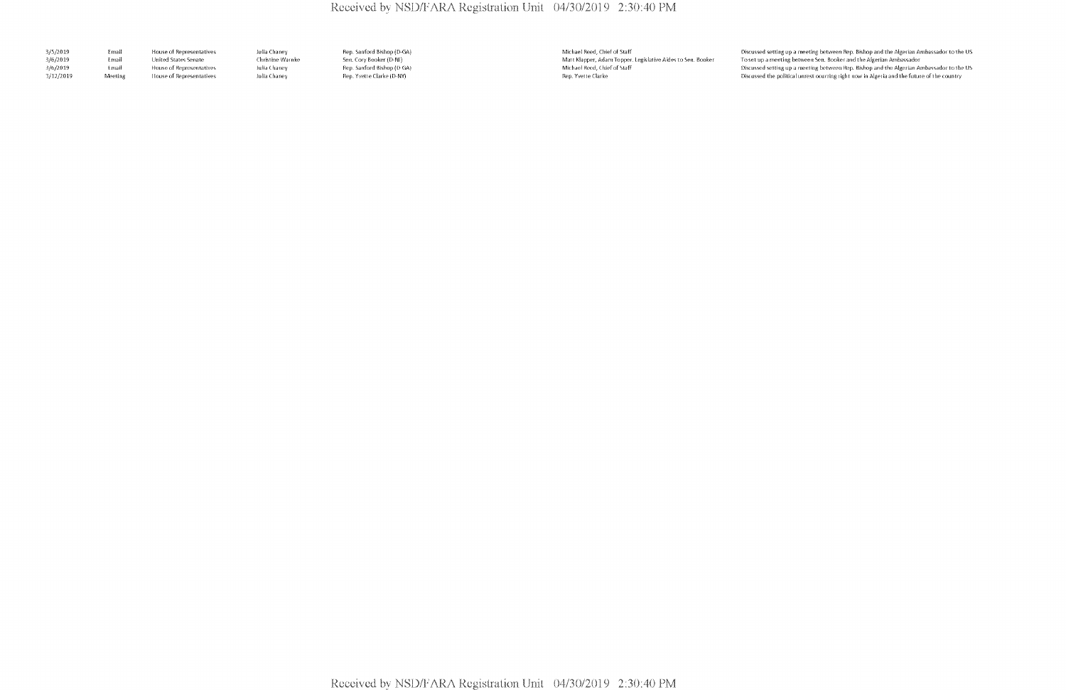| | | | | | | |
|---|---|---|---|---|---|---|
| 3/5/2019 | Email | House of Representatives | Julia Chaney | Rep. Sanford Bishop (D-GA) | Michael Reed, Chief of Staff | Discussed setting up a meeting between Rep. Bishop and the Algerian Ambassador to the US |
| 3/6/2019 | Email | United States Senate | Christine Warnke | Sen. Cory Booker (D-NJ) | Matt Klapper, Adam Topper. Legislative Aides to Sen. Booker | To set up a meeting between Sen. Booker and the Algerian Ambassador |
| 3/6/2019 | Email | House of Representatives | Julia Chaney | Rep. Sanford Bishop (D-GA) | Michael Reed, Chief of Staff | Discussed setting up a meeting between Rep. Bishop and the Algerian Ambassador to the US |
| 3/12/2019 | Meeting | House of Representatives | Julia Chaney | Rep. Yvette Clarke (D-NY) | Rep. Yvette Clarke | Discussed the political unrest ocurring right now in Algeria and the future of the country |